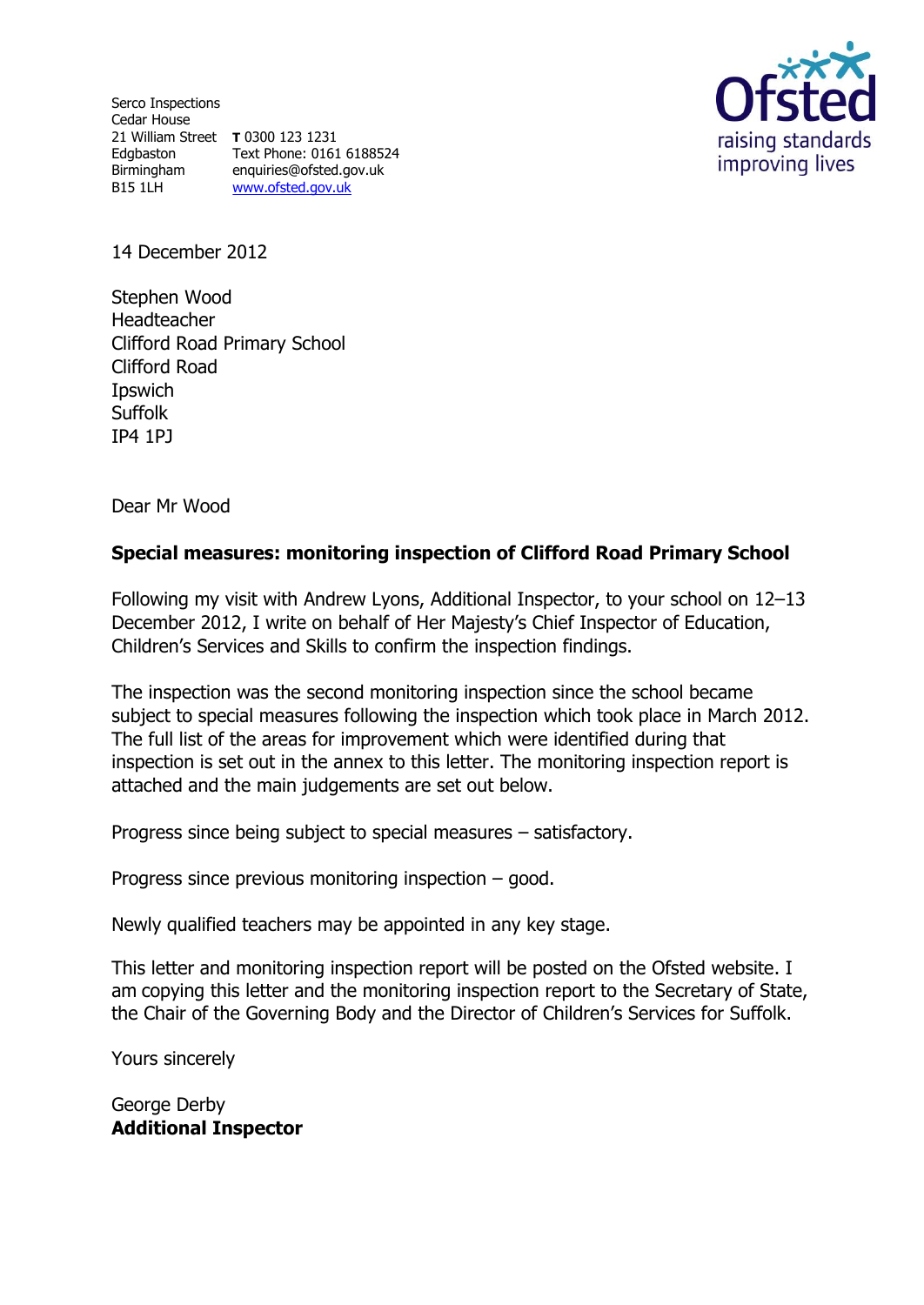Serco Inspections
Cedar House
21 William Street
Edgbaston
Birmingham
B15 1LH

**T** 0300 123 1231
Text Phone: 0161 6188524
enquiries@ofsted.gov.uk
www.ofsted.gov.uk

Ofsted
raising standards
improving lives

14 December 2012

Stephen Wood
Headteacher
Clifford Road Primary School
Clifford Road
Ipswich
Suffolk
IP4 1PJ

Dear Mr Wood

**Special measures: monitoring inspection of Clifford Road Primary School**

Following my visit with Andrew Lyons, Additional Inspector, to your school on 12–13 December 2012, I write on behalf of Her Majesty's Chief Inspector of Education, Children's Services and Skills to confirm the inspection findings.

The inspection was the second monitoring inspection since the school became subject to special measures following the inspection which took place in March 2012. The full list of the areas for improvement which were identified during that inspection is set out in the annex to this letter. The monitoring inspection report is attached and the main judgements are set out below.

Progress since being subject to special measures – satisfactory.

Progress since previous monitoring inspection – good.

Newly qualified teachers may be appointed in any key stage.

This letter and monitoring inspection report will be posted on the Ofsted website. I am copying this letter and the monitoring inspection report to the Secretary of State, the Chair of the Governing Body and the Director of Children's Services for Suffolk.

Yours sincerely

George Derby
**Additional Inspector**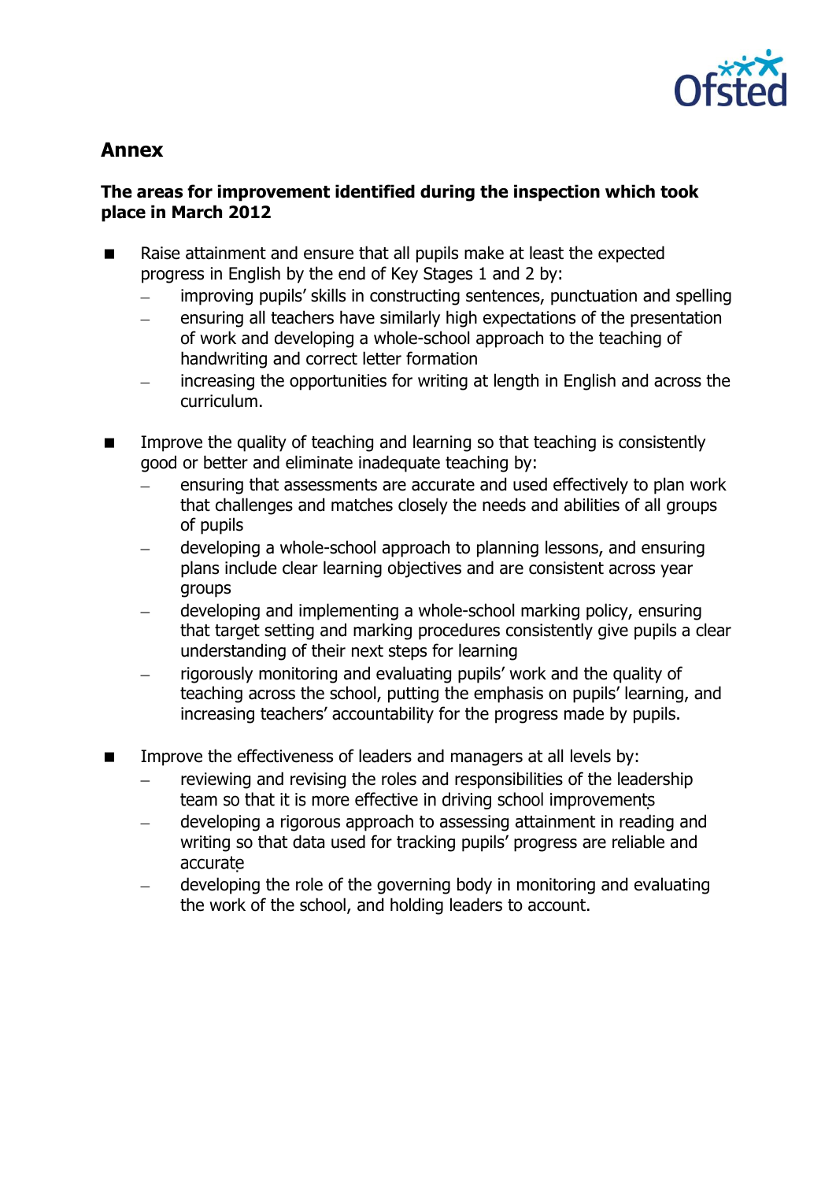## Annex

### The areas for improvement identified during the inspection which took place in March 2012

- Raise attainment and ensure that all pupils make at least the expected progress in English by the end of Key Stages 1 and 2 by:
  - improving pupils' skills in constructing sentences, punctuation and spelling
  - ensuring all teachers have similarly high expectations of the presentation of work and developing a whole-school approach to the teaching of handwriting and correct letter formation
  - increasing the opportunities for writing at length in English and across the curriculum.

- Improve the quality of teaching and learning so that teaching is consistently good or better and eliminate inadequate teaching by:
  - ensuring that assessments are accurate and used effectively to plan work that challenges and matches closely the needs and abilities of all groups of pupils
  - developing a whole-school approach to planning lessons, and ensuring plans include clear learning objectives and are consistent across year groups
  - developing and implementing a whole-school marking policy, ensuring that target setting and marking procedures consistently give pupils a clear understanding of their next steps for learning
  - rigorously monitoring and evaluating pupils' work and the quality of teaching across the school, putting the emphasis on pupils' learning, and increasing teachers' accountability for the progress made by pupils.

- Improve the effectiveness of leaders and managers at all levels by:
  - reviewing and revising the roles and responsibilities of the leadership team so that it is more effective in driving school improvements
  - developing a rigorous approach to assessing attainment in reading and writing so that data used for tracking pupils' progress are reliable and accurate
  - developing the role of the governing body in monitoring and evaluating the work of the school, and holding leaders to account.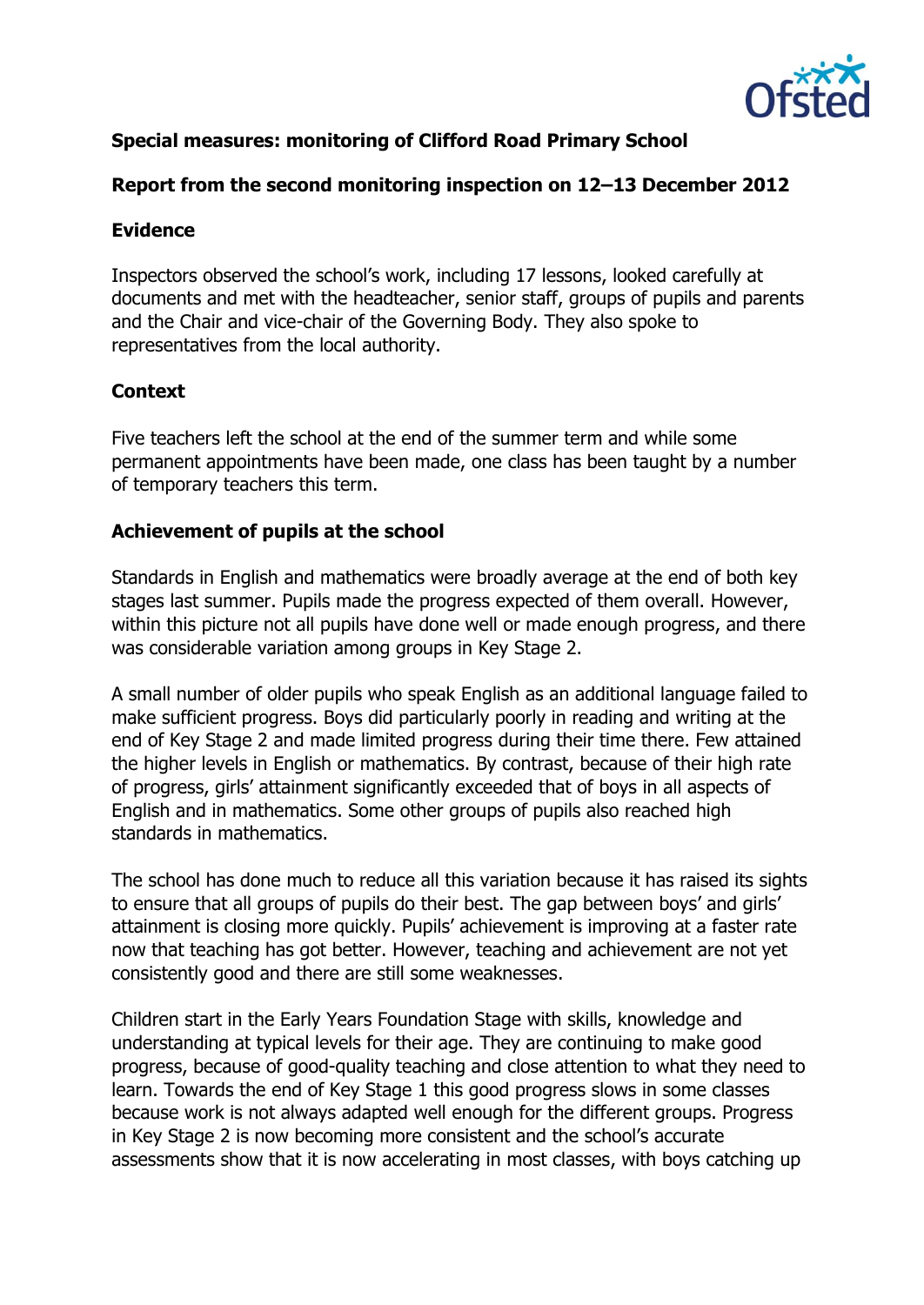**Special measures: monitoring of Clifford Road Primary School**

**Report from the second monitoring inspection on 12–13 December 2012**

**Evidence**

Inspectors observed the school's work, including 17 lessons, looked carefully at documents and met with the headteacher, senior staff, groups of pupils and parents and the Chair and vice-chair of the Governing Body. They also spoke to representatives from the local authority.

**Context**

Five teachers left the school at the end of the summer term and while some permanent appointments have been made, one class has been taught by a number of temporary teachers this term.

**Achievement of pupils at the school**

Standards in English and mathematics were broadly average at the end of both key stages last summer. Pupils made the progress expected of them overall. However, within this picture not all pupils have done well or made enough progress, and there was considerable variation among groups in Key Stage 2.

A small number of older pupils who speak English as an additional language failed to make sufficient progress. Boys did particularly poorly in reading and writing at the end of Key Stage 2 and made limited progress during their time there. Few attained the higher levels in English or mathematics. By contrast, because of their high rate of progress, girls' attainment significantly exceeded that of boys in all aspects of English and in mathematics. Some other groups of pupils also reached high standards in mathematics.

The school has done much to reduce all this variation because it has raised its sights to ensure that all groups of pupils do their best. The gap between boys' and girls' attainment is closing more quickly. Pupils' achievement is improving at a faster rate now that teaching has got better. However, teaching and achievement are not yet consistently good and there are still some weaknesses.

Children start in the Early Years Foundation Stage with skills, knowledge and understanding at typical levels for their age. They are continuing to make good progress, because of good-quality teaching and close attention to what they need to learn. Towards the end of Key Stage 1 this good progress slows in some classes because work is not always adapted well enough for the different groups. Progress in Key Stage 2 is now becoming more consistent and the school's accurate assessments show that it is now accelerating in most classes, with boys catching up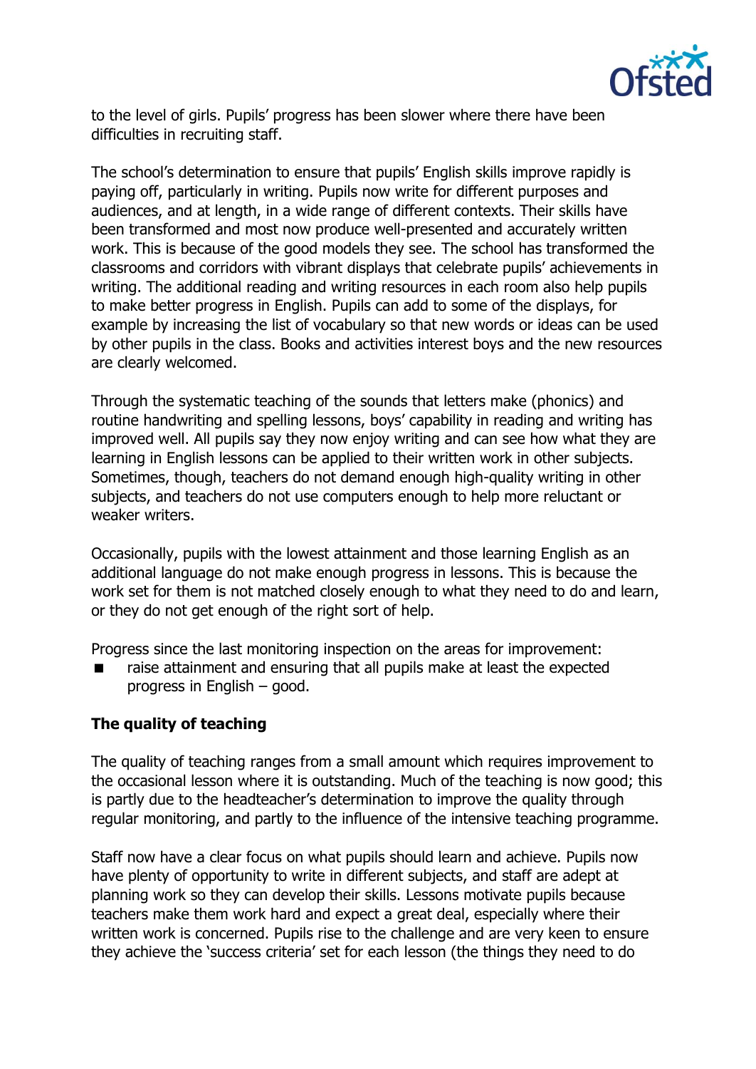to the level of girls. Pupils' progress has been slower where there have been difficulties in recruiting staff.

The school's determination to ensure that pupils' English skills improve rapidly is paying off, particularly in writing. Pupils now write for different purposes and audiences, and at length, in a wide range of different contexts. Their skills have been transformed and most now produce well-presented and accurately written work. This is because of the good models they see. The school has transformed the classrooms and corridors with vibrant displays that celebrate pupils' achievements in writing. The additional reading and writing resources in each room also help pupils to make better progress in English. Pupils can add to some of the displays, for example by increasing the list of vocabulary so that new words or ideas can be used by other pupils in the class. Books and activities interest boys and the new resources are clearly welcomed.

Through the systematic teaching of the sounds that letters make (phonics) and routine handwriting and spelling lessons, boys' capability in reading and writing has improved well. All pupils say they now enjoy writing and can see how what they are learning in English lessons can be applied to their written work in other subjects. Sometimes, though, teachers do not demand enough high-quality writing in other subjects, and teachers do not use computers enough to help more reluctant or weaker writers.

Occasionally, pupils with the lowest attainment and those learning English as an additional language do not make enough progress in lessons. This is because the work set for them is not matched closely enough to what they need to do and learn, or they do not get enough of the right sort of help.

Progress since the last monitoring inspection on the areas for improvement:

- raise attainment and ensuring that all pupils make at least the expected progress in English – good.

**The quality of teaching**

The quality of teaching ranges from a small amount which requires improvement to the occasional lesson where it is outstanding. Much of the teaching is now good; this is partly due to the headteacher's determination to improve the quality through regular monitoring, and partly to the influence of the intensive teaching programme.

Staff now have a clear focus on what pupils should learn and achieve. Pupils now have plenty of opportunity to write in different subjects, and staff are adept at planning work so they can develop their skills. Lessons motivate pupils because teachers make them work hard and expect a great deal, especially where their written work is concerned. Pupils rise to the challenge and are very keen to ensure they achieve the 'success criteria' set for each lesson (the things they need to do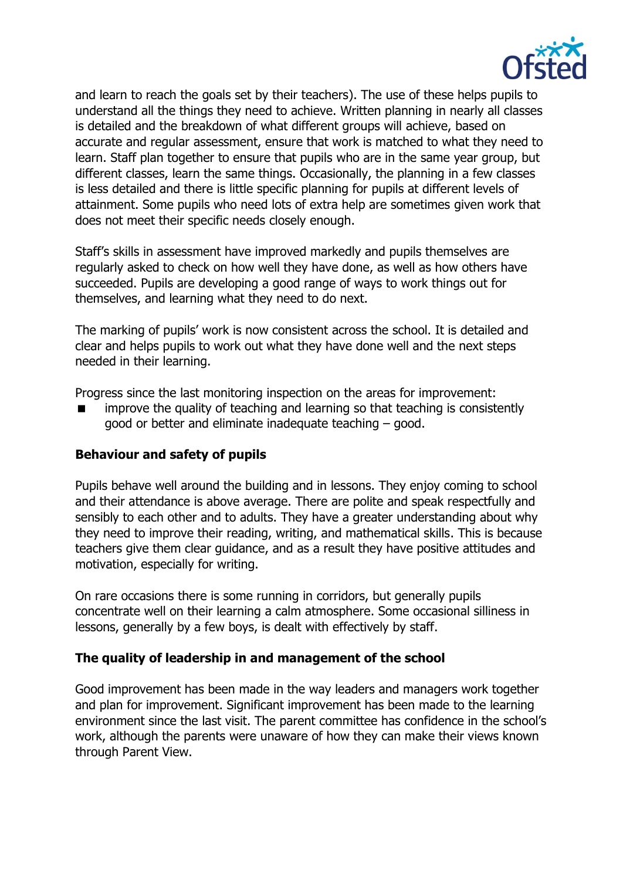and learn to reach the goals set by their teachers). The use of these helps pupils to understand all the things they need to achieve. Written planning in nearly all classes is detailed and the breakdown of what different groups will achieve, based on accurate and regular assessment, ensure that work is matched to what they need to learn. Staff plan together to ensure that pupils who are in the same year group, but different classes, learn the same things. Occasionally, the planning in a few classes is less detailed and there is little specific planning for pupils at different levels of attainment. Some pupils who need lots of extra help are sometimes given work that does not meet their specific needs closely enough.

Staff's skills in assessment have improved markedly and pupils themselves are regularly asked to check on how well they have done, as well as how others have succeeded. Pupils are developing a good range of ways to work things out for themselves, and learning what they need to do next.

The marking of pupils' work is now consistent across the school. It is detailed and clear and helps pupils to work out what they have done well and the next steps needed in their learning.

Progress since the last monitoring inspection on the areas for improvement:

- improve the quality of teaching and learning so that teaching is consistently good or better and eliminate inadequate teaching – good.

**Behaviour and safety of pupils**

Pupils behave well around the building and in lessons. They enjoy coming to school and their attendance is above average. There are polite and speak respectfully and sensibly to each other and to adults. They have a greater understanding about why they need to improve their reading, writing, and mathematical skills. This is because teachers give them clear guidance, and as a result they have positive attitudes and motivation, especially for writing.

On rare occasions there is some running in corridors, but generally pupils concentrate well on their learning a calm atmosphere. Some occasional silliness in lessons, generally by a few boys, is dealt with effectively by staff.

**The quality of leadership in and management of the school**

Good improvement has been made in the way leaders and managers work together and plan for improvement. Significant improvement has been made to the learning environment since the last visit. The parent committee has confidence in the school's work, although the parents were unaware of how they can make their views known through Parent View.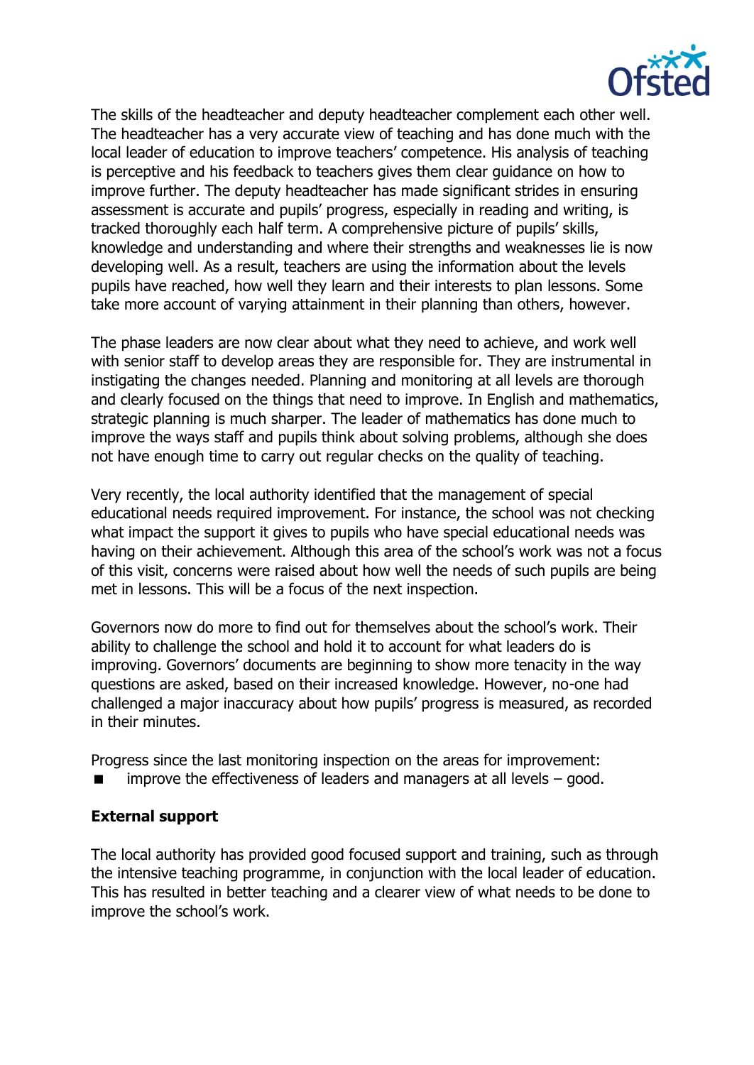The skills of the headteacher and deputy headteacher complement each other well. The headteacher has a very accurate view of teaching and has done much with the local leader of education to improve teachers' competence. His analysis of teaching is perceptive and his feedback to teachers gives them clear guidance on how to improve further. The deputy headteacher has made significant strides in ensuring assessment is accurate and pupils' progress, especially in reading and writing, is tracked thoroughly each half term. A comprehensive picture of pupils' skills, knowledge and understanding and where their strengths and weaknesses lie is now developing well. As a result, teachers are using the information about the levels pupils have reached, how well they learn and their interests to plan lessons. Some take more account of varying attainment in their planning than others, however.

The phase leaders are now clear about what they need to achieve, and work well with senior staff to develop areas they are responsible for. They are instrumental in instigating the changes needed. Planning and monitoring at all levels are thorough and clearly focused on the things that need to improve. In English and mathematics, strategic planning is much sharper. The leader of mathematics has done much to improve the ways staff and pupils think about solving problems, although she does not have enough time to carry out regular checks on the quality of teaching.

Very recently, the local authority identified that the management of special educational needs required improvement. For instance, the school was not checking what impact the support it gives to pupils who have special educational needs was having on their achievement. Although this area of the school's work was not a focus of this visit, concerns were raised about how well the needs of such pupils are being met in lessons. This will be a focus of the next inspection.

Governors now do more to find out for themselves about the school's work. Their ability to challenge the school and hold it to account for what leaders do is improving. Governors' documents are beginning to show more tenacity in the way questions are asked, based on their increased knowledge. However, no-one had challenged a major inaccuracy about how pupils' progress is measured, as recorded in their minutes.

Progress since the last monitoring inspection on the areas for improvement:

- improve the effectiveness of leaders and managers at all levels – good.

**External support**

The local authority has provided good focused support and training, such as through the intensive teaching programme, in conjunction with the local leader of education. This has resulted in better teaching and a clearer view of what needs to be done to improve the school's work.